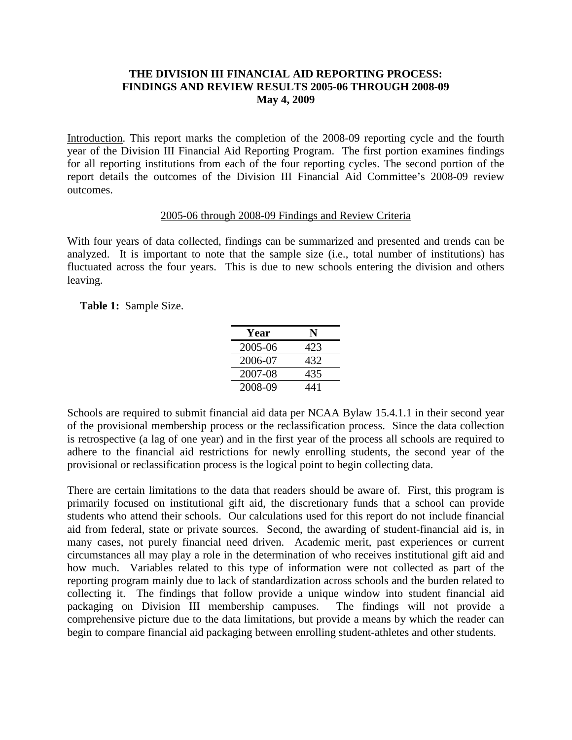# THE DIVISION III FINANCIAL AID REPORTING PROCESS: FINDINGS AND REVIEW RESULTS 2005-06 THROUGH 2008-09

**May 4, 2009**

Introduction. This report marks the completion of the 2008-09 reporting cycle and the fourth year of the Division III Financial Aid Reporting Program. The first portion examines findings for all reporting institutions from each of the four reporting cycles. The second portion of the report details the outcomes of the Division III Financial Aid Committee's 2008-09 review outcomes.

## 2005-06 through 2008-09 Findings and Review Criteria

With four years of data collected, findings can be summarized and presented and trends can be analyzed. It is important to note that the sample size (i.e., total number of institutions) has fluctuated across the four years. This is due to new schools entering the division and others leaving.

**Table 1:** Sample Size.

| Year | N |
|---|---|
| 2005-06 | 423 |
| 2006-07 | 432 |
| 2007-08 | 435 |
| 2008-09 | 441 |

Schools are required to submit financial aid data per NCAA Bylaw 15.4.1.1 in their second year of the provisional membership process or the reclassification process. Since the data collection is retrospective (a lag of one year) and in the first year of the process all schools are required to adhere to the financial aid restrictions for newly enrolling students, the second year of the provisional or reclassification process is the logical point to begin collecting data.

There are certain limitations to the data that readers should be aware of. First, this program is primarily focused on institutional gift aid, the discretionary funds that a school can provide students who attend their schools. Our calculations used for this report do not include financial aid from federal, state or private sources. Second, the awarding of student-financial aid is, in many cases, not purely financial need driven. Academic merit, past experiences or current circumstances all may play a role in the determination of who receives institutional gift aid and how much. Variables related to this type of information were not collected as part of the reporting program mainly due to lack of standardization across schools and the burden related to collecting it. The findings that follow provide a unique window into student financial aid packaging on Division III membership campuses. The findings will not provide a comprehensive picture due to the data limitations, but provide a means by which the reader can begin to compare financial aid packaging between enrolling student-athletes and other students.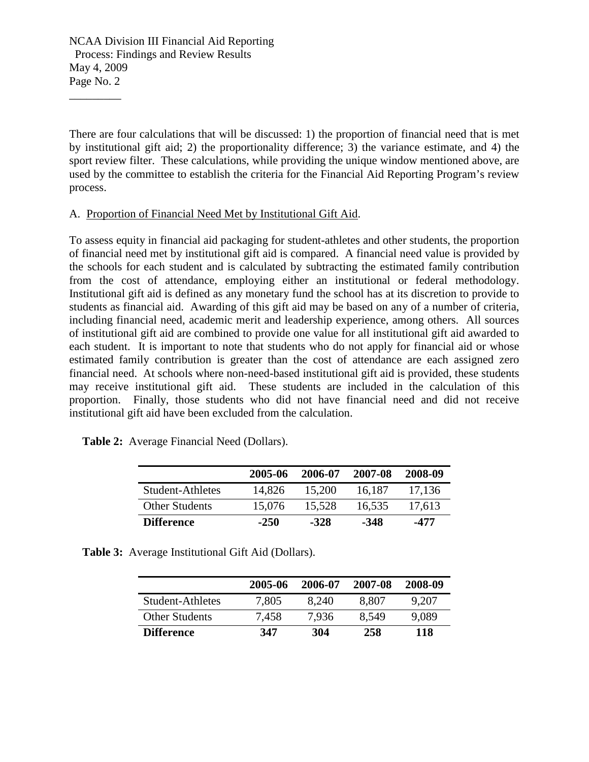There are four calculations that will be discussed: 1) the proportion of financial need that is met by institutional gift aid; 2) the proportionality difference; 3) the variance estimate, and 4) the sport review filter. These calculations, while providing the unique window mentioned above, are used by the committee to establish the criteria for the Financial Aid Reporting Program's review process.

A. Proportion of Financial Need Met by Institutional Gift Aid.

To assess equity in financial aid packaging for student-athletes and other students, the proportion of financial need met by institutional gift aid is compared. A financial need value is provided by the schools for each student and is calculated by subtracting the estimated family contribution from the cost of attendance, employing either an institutional or federal methodology. Institutional gift aid is defined as any monetary fund the school has at its discretion to provide to students as financial aid. Awarding of this gift aid may be based on any of a number of criteria, including financial need, academic merit and leadership experience, among others. All sources of institutional gift aid are combined to provide one value for all institutional gift aid awarded to each student. It is important to note that students who do not apply for financial aid or whose estimated family contribution is greater than the cost of attendance are each assigned zero financial need. At schools where non-need-based institutional gift aid is provided, these students may receive institutional gift aid. These students are included in the calculation of this proportion. Finally, those students who did not have financial need and did not receive institutional gift aid have been excluded from the calculation.

**Table 2:** Average Financial Need (Dollars).

| | 2005-06 | 2006-07 | 2007-08 | 2008-09 |
|---|---|---|---|---|
| Student-Athletes | 14,826 | 15,200 | 16,187 | 17,136 |
| Other Students | 15,076 | 15,528 | 16,535 | 17,613 |
| **Difference** | **-250** | **-328** | **-348** | **-477** |

**Table 3:** Average Institutional Gift Aid (Dollars).

| | 2005-06 | 2006-07 | 2007-08 | 2008-09 |
|---|---|---|---|---|
| Student-Athletes | 7,805 | 8,240 | 8,807 | 9,207 |
| Other Students | 7,458 | 7,936 | 8,549 | 9,089 |
| **Difference** | **347** | **304** | **258** | **118** |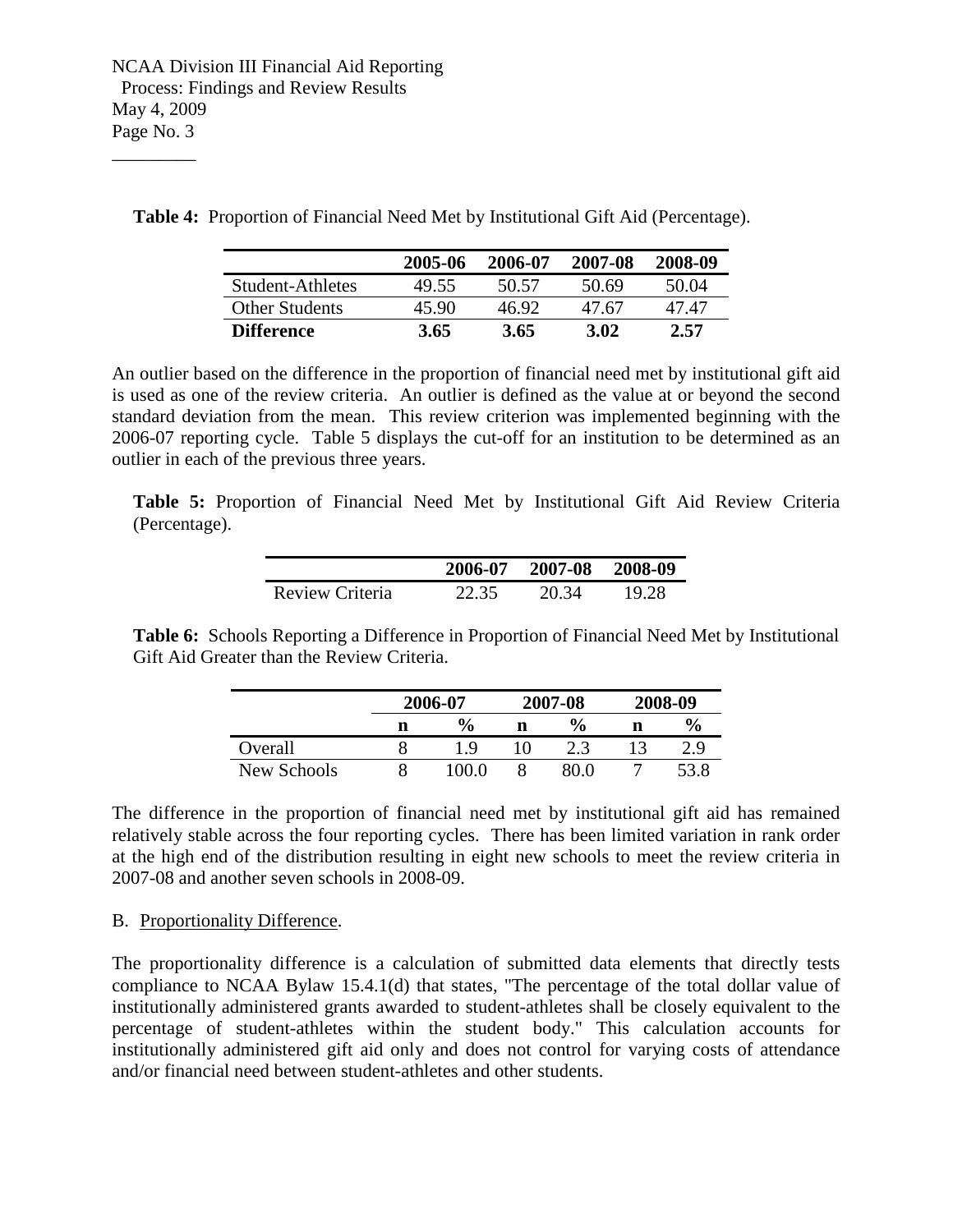**Table 4:** Proportion of Financial Need Met by Institutional Gift Aid (Percentage).

| | 2005-06 | 2006-07 | 2007-08 | 2008-09 |
|---|---|---|---|---|
| Student-Athletes | 49.55 | 50.57 | 50.69 | 50.04 |
| Other Students | 45.90 | 46.92 | 47.67 | 47.47 |
| **Difference** | **3.65** | **3.65** | **3.02** | **2.57** |

An outlier based on the difference in the proportion of financial need met by institutional gift aid is used as one of the review criteria. An outlier is defined as the value at or beyond the second standard deviation from the mean. This review criterion was implemented beginning with the 2006-07 reporting cycle. Table 5 displays the cut-off for an institution to be determined as an outlier in each of the previous three years.

**Table 5:** Proportion of Financial Need Met by Institutional Gift Aid Review Criteria (Percentage).

| | 2006-07 | 2007-08 | 2008-09 |
|---|---|---|---|
| Review Criteria | 22.35 | 20.34 | 19.28 |

**Table 6:** Schools Reporting a Difference in Proportion of Financial Need Met by Institutional Gift Aid Greater than the Review Criteria.

| | 2006-07 | | 2007-08 | | 2008-09 | |
|---|---|---|---|---|---|---|
| | n | % | n | % | n | % |
| Overall | 8 | 1.9 | 10 | 2.3 | 13 | 2.9 |
| New Schools | 8 | 100.0 | 8 | 80.0 | 7 | 53.8 |

The difference in the proportion of financial need met by institutional gift aid has remained relatively stable across the four reporting cycles. There has been limited variation in rank order at the high end of the distribution resulting in eight new schools to meet the review criteria in 2007-08 and another seven schools in 2008-09.

B. Proportionality Difference.

The proportionality difference is a calculation of submitted data elements that directly tests compliance to NCAA Bylaw 15.4.1(d) that states, "The percentage of the total dollar value of institutionally administered grants awarded to student-athletes shall be closely equivalent to the percentage of student-athletes within the student body." This calculation accounts for institutionally administered gift aid only and does not control for varying costs of attendance and/or financial need between student-athletes and other students.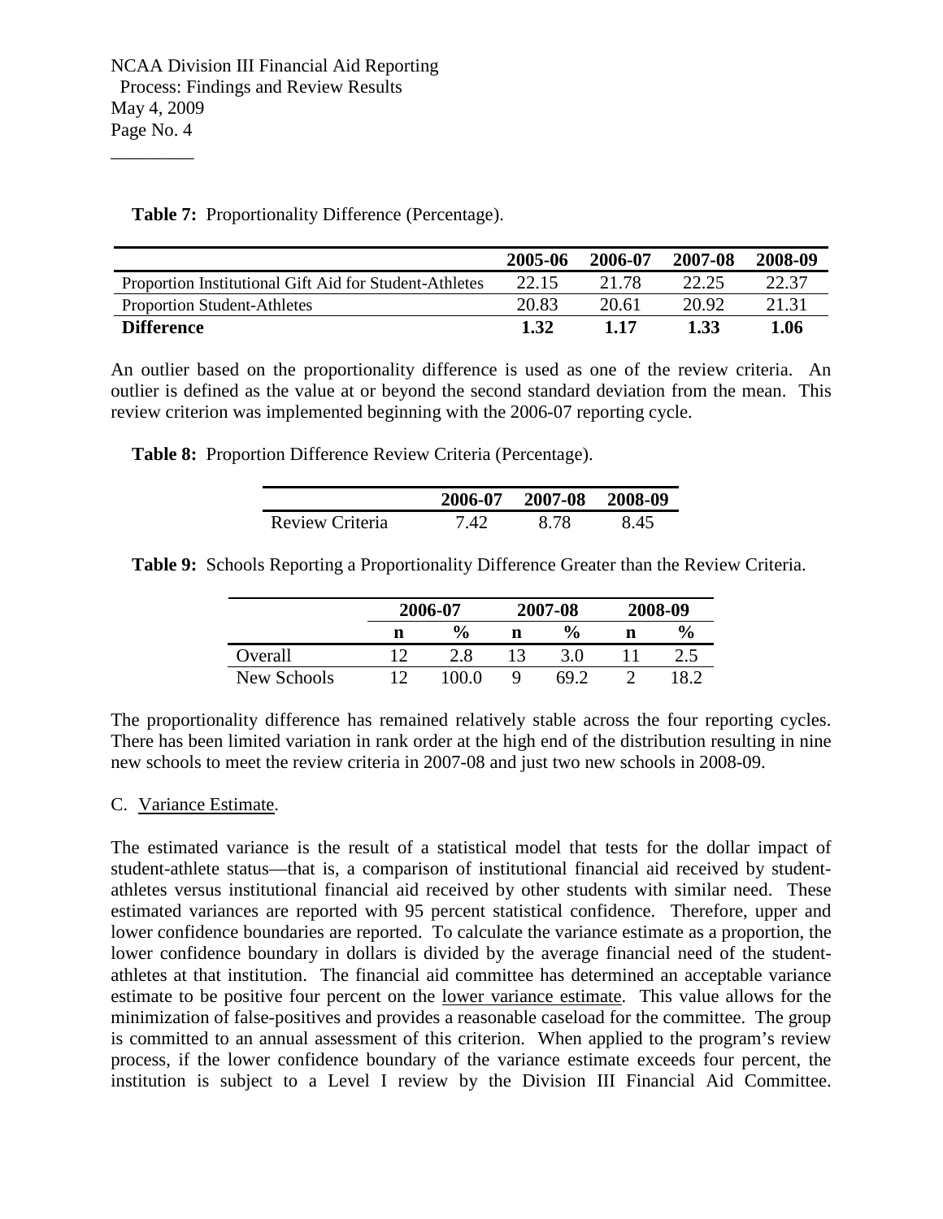**Table 7:** Proportionality Difference (Percentage).

| | 2005-06 | 2006-07 | 2007-08 | 2008-09 |
|---|---|---|---|---|
| Proportion Institutional Gift Aid for Student-Athletes | 22.15 | 21.78 | 22.25 | 22.37 |
| Proportion Student-Athletes | 20.83 | 20.61 | 20.92 | 21.31 |
| **Difference** | **1.32** | **1.17** | **1.33** | **1.06** |

An outlier based on the proportionality difference is used as one of the review criteria. An outlier is defined as the value at or beyond the second standard deviation from the mean. This review criterion was implemented beginning with the 2006-07 reporting cycle.

**Table 8:** Proportion Difference Review Criteria (Percentage).

| | 2006-07 | 2007-08 | 2008-09 |
|---|---|---|---|
| Review Criteria | 7.42 | 8.78 | 8.45 |

**Table 9:** Schools Reporting a Proportionality Difference Greater than the Review Criteria.

| | 2006-07 | | 2007-08 | | 2008-09 | |
|---|---|---|---|---|---|---|
| | n | % | n | % | n | % |
| Overall | 12 | 2.8 | 13 | 3.0 | 11 | 2.5 |
| New Schools | 12 | 100.0 | 9 | 69.2 | 2 | 18.2 |

The proportionality difference has remained relatively stable across the four reporting cycles. There has been limited variation in rank order at the high end of the distribution resulting in nine new schools to meet the review criteria in 2007-08 and just two new schools in 2008-09.

C. Variance Estimate.

The estimated variance is the result of a statistical model that tests for the dollar impact of student-athlete status—that is, a comparison of institutional financial aid received by student-athletes versus institutional financial aid received by other students with similar need. These estimated variances are reported with 95 percent statistical confidence. Therefore, upper and lower confidence boundaries are reported. To calculate the variance estimate as a proportion, the lower confidence boundary in dollars is divided by the average financial need of the student-athletes at that institution. The financial aid committee has determined an acceptable variance estimate to be positive four percent on the lower variance estimate. This value allows for the minimization of false-positives and provides a reasonable caseload for the committee. The group is committed to an annual assessment of this criterion. When applied to the program's review process, if the lower confidence boundary of the variance estimate exceeds four percent, the institution is subject to a Level I review by the Division III Financial Aid Committee.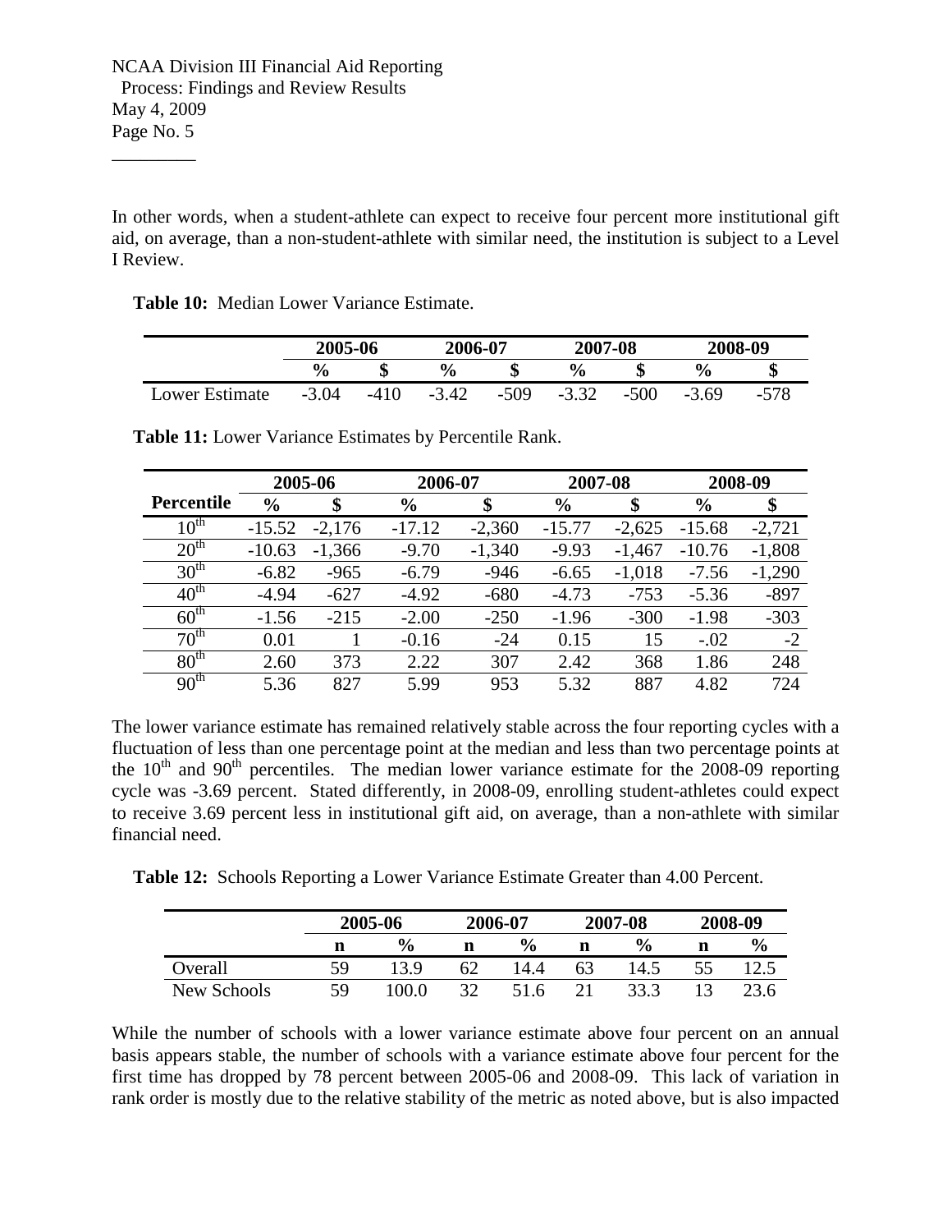In other words, when a student-athlete can expect to receive four percent more institutional gift aid, on average, than a non-student-athlete with similar need, the institution is subject to a Level I Review.

**Table 10:** Median Lower Variance Estimate.

| | 2005-06 | | 2006-07 | | 2007-08 | | 2008-09 | |
|---|---|---|---|---|---|---|---|---|
| | **%** | **$** | **%** | **$** | **%** | **$** | **%** | **$** |
| Lower Estimate | -3.04 | -410 | -3.42 | -509 | -3.32 | -500 | -3.69 | -578 |

**Table 11:** Lower Variance Estimates by Percentile Rank.

| | 2005-06 | | 2006-07 | | 2007-08 | | 2008-09 | |
|---|---|---|---|---|---|---|---|---|
| **Percentile** | **%** | **$** | **%** | **$** | **%** | **$** | **%** | **$** |
| 10th | -15.52 | -2,176 | -17.12 | -2,360 | -15.77 | -2,625 | -15.68 | -2,721 |
| 20th | -10.63 | -1,366 | -9.70 | -1,340 | -9.93 | -1,467 | -10.76 | -1,808 |
| 30th | -6.82 | -965 | -6.79 | -946 | -6.65 | -1,018 | -7.56 | -1,290 |
| 40th | -4.94 | -627 | -4.92 | -680 | -4.73 | -753 | -5.36 | -897 |
| 60th | -1.56 | -215 | -2.00 | -250 | -1.96 | -300 | -1.98 | -303 |
| 70th | 0.01 | 1 | -0.16 | -24 | 0.15 | 15 | -.02 | -2 |
| 80th | 2.60 | 373 | 2.22 | 307 | 2.42 | 368 | 1.86 | 248 |
| 90th | 5.36 | 827 | 5.99 | 953 | 5.32 | 887 | 4.82 | 724 |

The lower variance estimate has remained relatively stable across the four reporting cycles with a fluctuation of less than one percentage point at the median and less than two percentage points at the 10th and 90th percentiles. The median lower variance estimate for the 2008-09 reporting cycle was -3.69 percent. Stated differently, in 2008-09, enrolling student-athletes could expect to receive 3.69 percent less in institutional gift aid, on average, than a non-athlete with similar financial need.

**Table 12:** Schools Reporting a Lower Variance Estimate Greater than 4.00 Percent.

| | 2005-06 | | 2006-07 | | 2007-08 | | 2008-09 | |
|---|---|---|---|---|---|---|---|---|
| | **n** | **%** | **n** | **%** | **n** | **%** | **n** | **%** |
| Overall | 59 | 13.9 | 62 | 14.4 | 63 | 14.5 | 55 | 12.5 |
| New Schools | 59 | 100.0 | 32 | 51.6 | 21 | 33.3 | 13 | 23.6 |

While the number of schools with a lower variance estimate above four percent on an annual basis appears stable, the number of schools with a variance estimate above four percent for the first time has dropped by 78 percent between 2005-06 and 2008-09. This lack of variation in rank order is mostly due to the relative stability of the metric as noted above, but is also impacted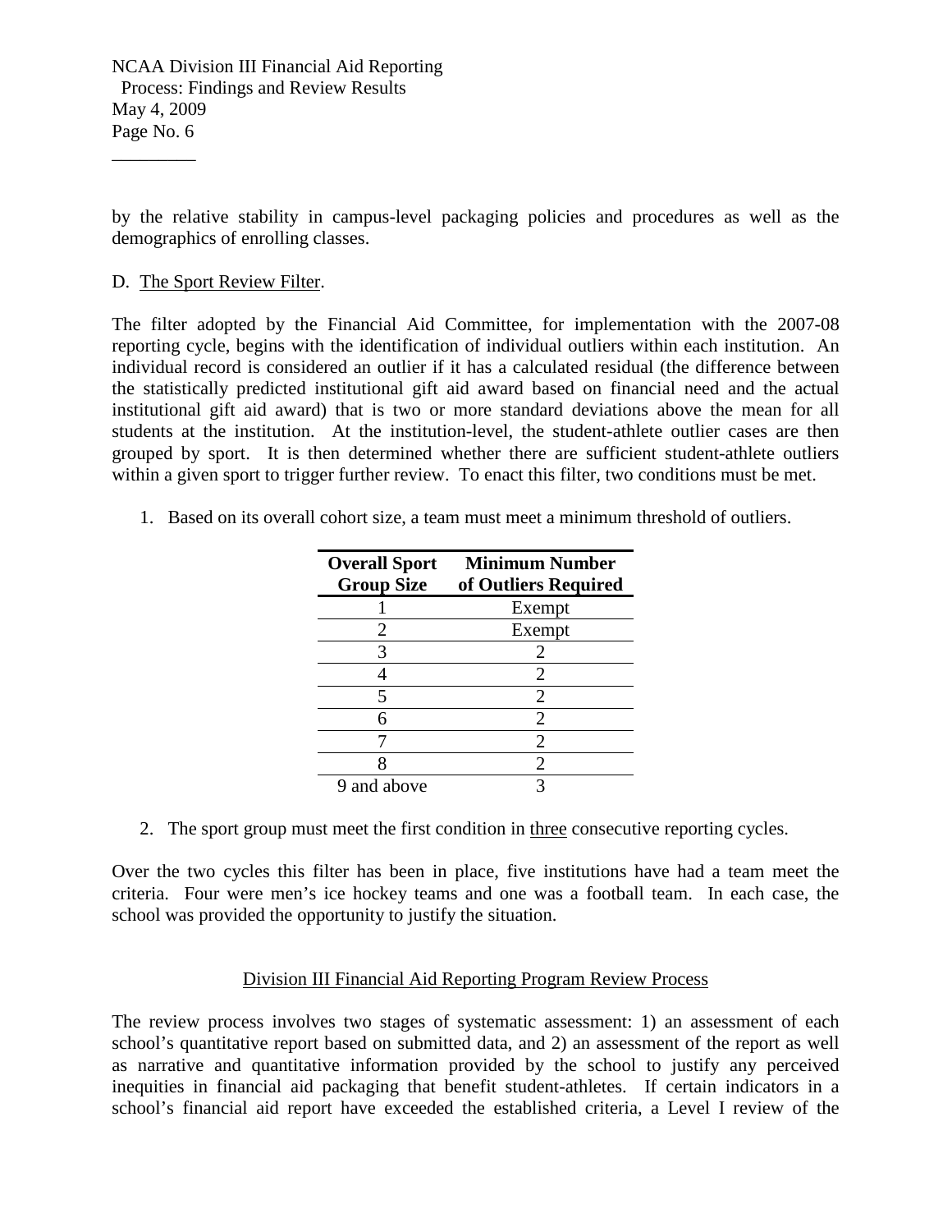by the relative stability in campus-level packaging policies and procedures as well as the demographics of enrolling classes.

D. The Sport Review Filter.

The filter adopted by the Financial Aid Committee, for implementation with the 2007-08 reporting cycle, begins with the identification of individual outliers within each institution. An individual record is considered an outlier if it has a calculated residual (the difference between the statistically predicted institutional gift aid award based on financial need and the actual institutional gift aid award) that is two or more standard deviations above the mean for all students at the institution. At the institution-level, the student-athlete outlier cases are then grouped by sport. It is then determined whether there are sufficient student-athlete outliers within a given sport to trigger further review. To enact this filter, two conditions must be met.

1. Based on its overall cohort size, a team must meet a minimum threshold of outliers.

| Overall Sport Group Size | Minimum Number of Outliers Required |
|---|---|
| 1 | Exempt |
| 2 | Exempt |
| 3 | 2 |
| 4 | 2 |
| 5 | 2 |
| 6 | 2 |
| 7 | 2 |
| 8 | 2 |
| 9 and above | 3 |

2. The sport group must meet the first condition in three consecutive reporting cycles.

Over the two cycles this filter has been in place, five institutions have had a team meet the criteria. Four were men's ice hockey teams and one was a football team. In each case, the school was provided the opportunity to justify the situation.

## Division III Financial Aid Reporting Program Review Process

The review process involves two stages of systematic assessment: 1) an assessment of each school's quantitative report based on submitted data, and 2) an assessment of the report as well as narrative and quantitative information provided by the school to justify any perceived inequities in financial aid packaging that benefit student-athletes. If certain indicators in a school's financial aid report have exceeded the established criteria, a Level I review of the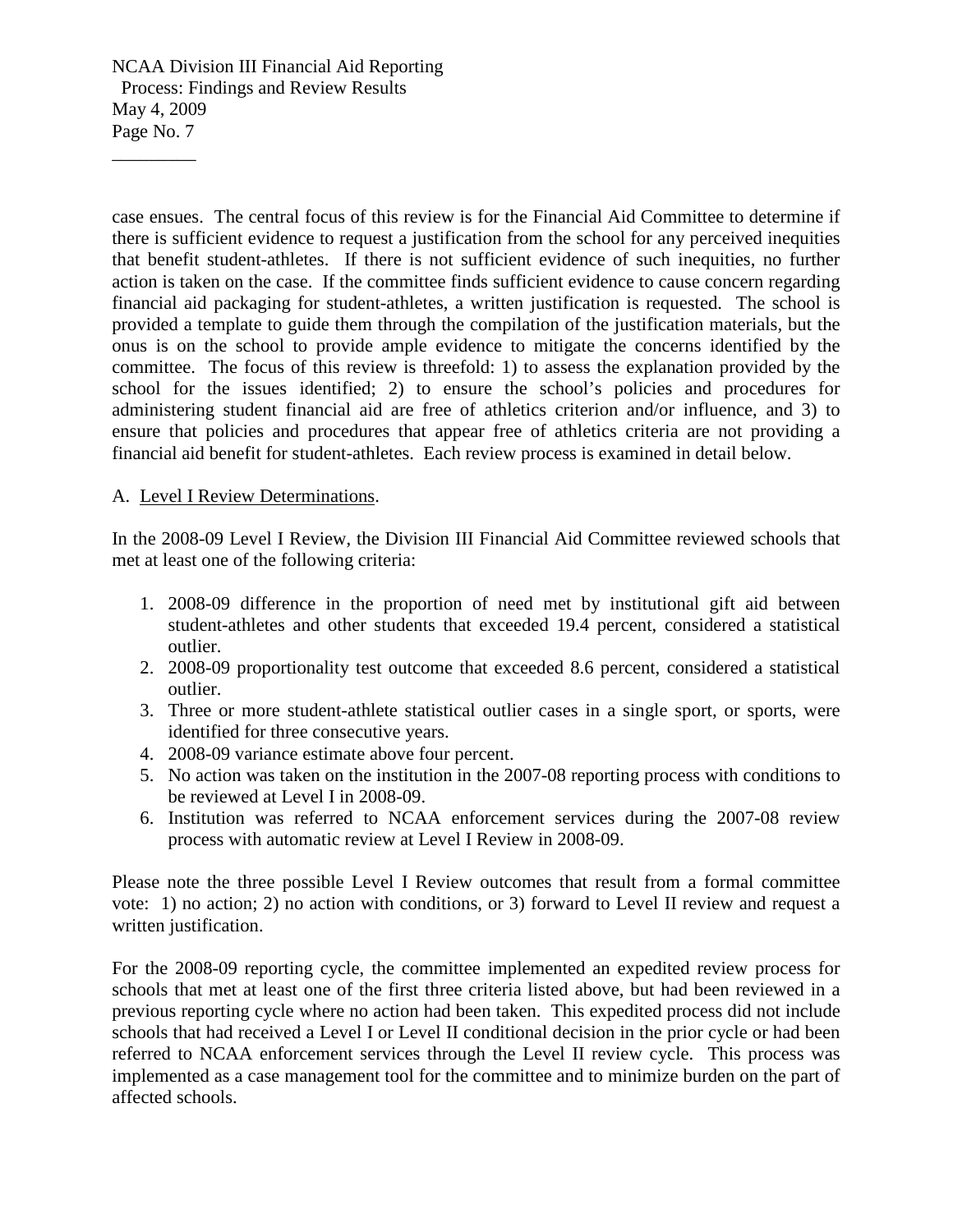case ensues. The central focus of this review is for the Financial Aid Committee to determine if there is sufficient evidence to request a justification from the school for any perceived inequities that benefit student-athletes. If there is not sufficient evidence of such inequities, no further action is taken on the case. If the committee finds sufficient evidence to cause concern regarding financial aid packaging for student-athletes, a written justification is requested. The school is provided a template to guide them through the compilation of the justification materials, but the onus is on the school to provide ample evidence to mitigate the concerns identified by the committee. The focus of this review is threefold: 1) to assess the explanation provided by the school for the issues identified; 2) to ensure the school's policies and procedures for administering student financial aid are free of athletics criterion and/or influence, and 3) to ensure that policies and procedures that appear free of athletics criteria are not providing a financial aid benefit for student-athletes. Each review process is examined in detail below.

A. Level I Review Determinations.

In the 2008-09 Level I Review, the Division III Financial Aid Committee reviewed schools that met at least one of the following criteria:

1. 2008-09 difference in the proportion of need met by institutional gift aid between student-athletes and other students that exceeded 19.4 percent, considered a statistical outlier.
2. 2008-09 proportionality test outcome that exceeded 8.6 percent, considered a statistical outlier.
3. Three or more student-athlete statistical outlier cases in a single sport, or sports, were identified for three consecutive years.
4. 2008-09 variance estimate above four percent.
5. No action was taken on the institution in the 2007-08 reporting process with conditions to be reviewed at Level I in 2008-09.
6. Institution was referred to NCAA enforcement services during the 2007-08 review process with automatic review at Level I Review in 2008-09.

Please note the three possible Level I Review outcomes that result from a formal committee vote: 1) no action; 2) no action with conditions, or 3) forward to Level II review and request a written justification.

For the 2008-09 reporting cycle, the committee implemented an expedited review process for schools that met at least one of the first three criteria listed above, but had been reviewed in a previous reporting cycle where no action had been taken. This expedited process did not include schools that had received a Level I or Level II conditional decision in the prior cycle or had been referred to NCAA enforcement services through the Level II review cycle. This process was implemented as a case management tool for the committee and to minimize burden on the part of affected schools.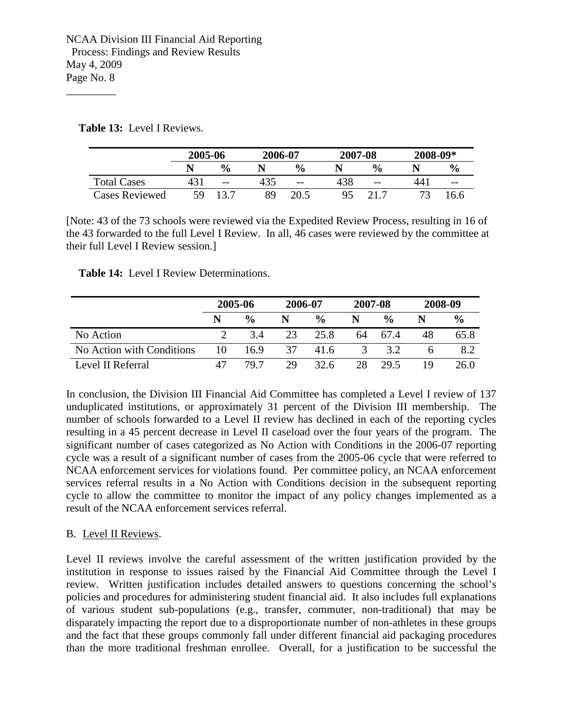**Table 13:** Level I Reviews.

| | 2005-06 | | 2006-07 | | 2007-08 | | 2008-09* | |
|---|---|---|---|---|---|---|---|---|
| | N | % | N | % | N | % | N | % |
| Total Cases | 431 | -- | 435 | -- | 438 | -- | 441 | -- |
| Cases Reviewed | 59 | 13.7 | 89 | 20.5 | 95 | 21.7 | 73 | 16.6 |

[Note: 43 of the 73 schools were reviewed via the Expedited Review Process, resulting in 16 of the 43 forwarded to the full Level I Review. In all, 46 cases were reviewed by the committee at their full Level I Review session.]

**Table 14:** Level I Review Determinations.

| | 2005-06 | | 2006-07 | | 2007-08 | | 2008-09 | |
|---|---|---|---|---|---|---|---|---|
| | N | % | N | % | N | % | N | % |
| No Action | 2 | 3.4 | 23 | 25.8 | 64 | 67.4 | 48 | 65.8 |
| No Action with Conditions | 10 | 16.9 | 37 | 41.6 | 3 | 3.2 | 6 | 8.2 |
| Level II Referral | 47 | 79.7 | 29 | 32.6 | 28 | 29.5 | 19 | 26.0 |

In conclusion, the Division III Financial Aid Committee has completed a Level I review of 137 unduplicated institutions, or approximately 31 percent of the Division III membership. The number of schools forwarded to a Level II review has declined in each of the reporting cycles resulting in a 45 percent decrease in Level II caseload over the four years of the program. The significant number of cases categorized as No Action with Conditions in the 2006-07 reporting cycle was a result of a significant number of cases from the 2005-06 cycle that were referred to NCAA enforcement services for violations found. Per committee policy, an NCAA enforcement services referral results in a No Action with Conditions decision in the subsequent reporting cycle to allow the committee to monitor the impact of any policy changes implemented as a result of the NCAA enforcement services referral.

B. Level II Reviews.

Level II reviews involve the careful assessment of the written justification provided by the institution in response to issues raised by the Financial Aid Committee through the Level I review. Written justification includes detailed answers to questions concerning the school's policies and procedures for administering student financial aid. It also includes full explanations of various student sub-populations (e.g., transfer, commuter, non-traditional) that may be disparately impacting the report due to a disproportionate number of non-athletes in these groups and the fact that these groups commonly fall under different financial aid packaging procedures than the more traditional freshman enrollee. Overall, for a justification to be successful the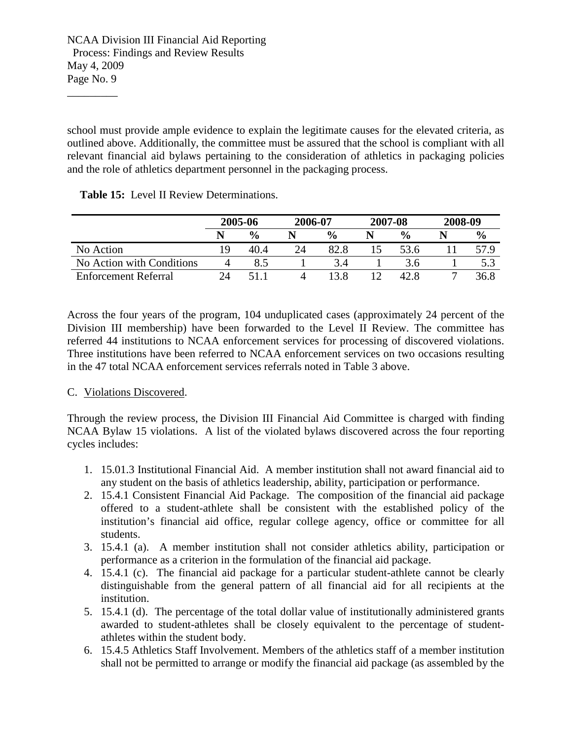school must provide ample evidence to explain the legitimate causes for the elevated criteria, as outlined above. Additionally, the committee must be assured that the school is compliant with all relevant financial aid bylaws pertaining to the consideration of athletics in packaging policies and the role of athletics department personnel in the packaging process.

**Table 15:** Level II Review Determinations.

| | 2005-06 | | 2006-07 | | 2007-08 | | 2008-09 | |
|---|---|---|---|---|---|---|---|---|
| | **N** | **%** | **N** | **%** | **N** | **%** | **N** | **%** |
| No Action | 19 | 40.4 | 24 | 82.8 | 15 | 53.6 | 11 | 57.9 |
| No Action with Conditions | 4 | 8.5 | 1 | 3.4 | 1 | 3.6 | 1 | 5.3 |
| Enforcement Referral | 24 | 51.1 | 4 | 13.8 | 12 | 42.8 | 7 | 36.8 |

Across the four years of the program, 104 unduplicated cases (approximately 24 percent of the Division III membership) have been forwarded to the Level II Review. The committee has referred 44 institutions to NCAA enforcement services for processing of discovered violations. Three institutions have been referred to NCAA enforcement services on two occasions resulting in the 47 total NCAA enforcement services referrals noted in Table 3 above.

C. Violations Discovered.

Through the review process, the Division III Financial Aid Committee is charged with finding NCAA Bylaw 15 violations. A list of the violated bylaws discovered across the four reporting cycles includes:

1. 15.01.3 Institutional Financial Aid. A member institution shall not award financial aid to any student on the basis of athletics leadership, ability, participation or performance.
2. 15.4.1 Consistent Financial Aid Package. The composition of the financial aid package offered to a student-athlete shall be consistent with the established policy of the institution's financial aid office, regular college agency, office or committee for all students.
3. 15.4.1 (a). A member institution shall not consider athletics ability, participation or performance as a criterion in the formulation of the financial aid package.
4. 15.4.1 (c). The financial aid package for a particular student-athlete cannot be clearly distinguishable from the general pattern of all financial aid for all recipients at the institution.
5. 15.4.1 (d). The percentage of the total dollar value of institutionally administered grants awarded to student-athletes shall be closely equivalent to the percentage of student-athletes within the student body.
6. 15.4.5 Athletics Staff Involvement. Members of the athletics staff of a member institution shall not be permitted to arrange or modify the financial aid package (as assembled by the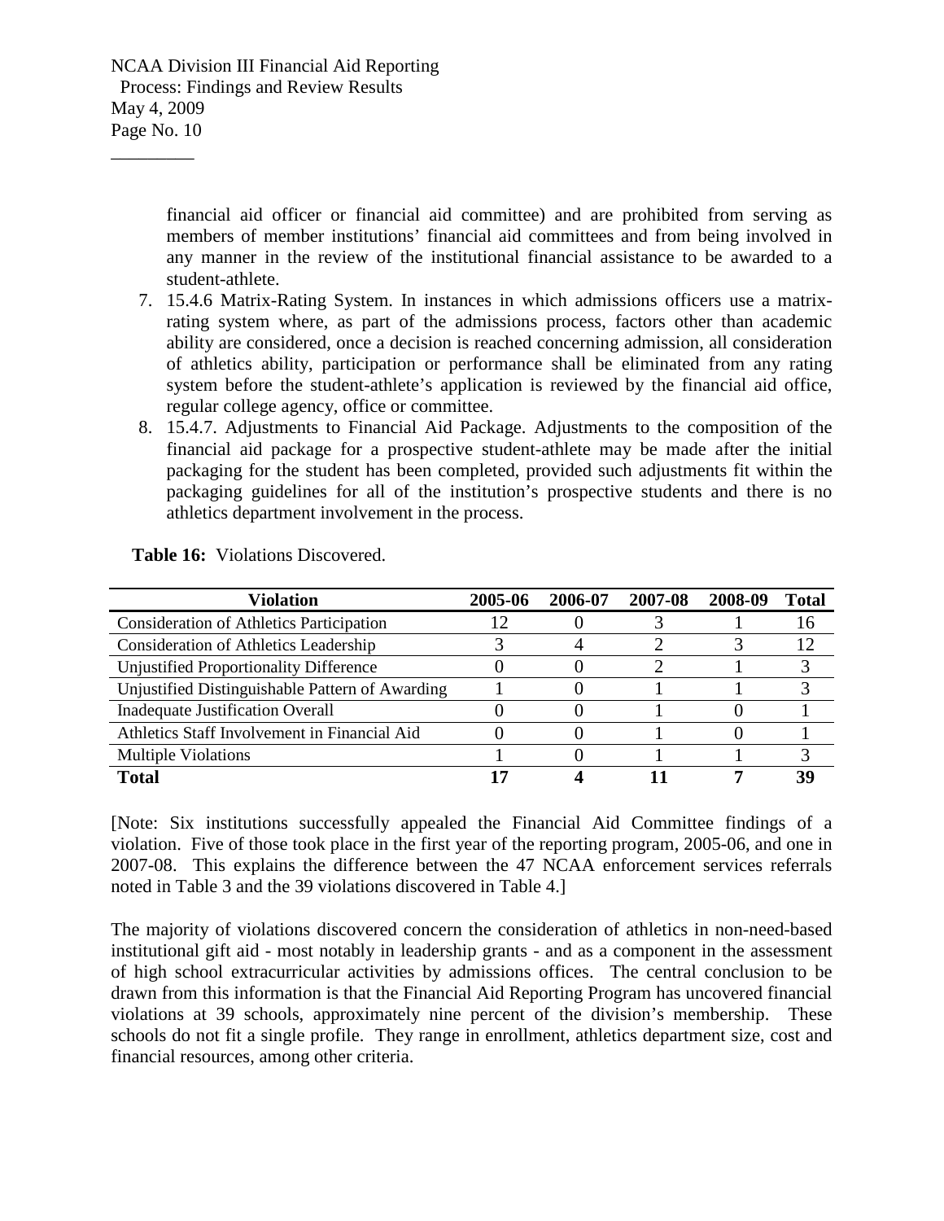financial aid officer or financial aid committee) and are prohibited from serving as members of member institutions' financial aid committees and from being involved in any manner in the review of the institutional financial assistance to be awarded to a student-athlete.

7. 15.4.6 Matrix-Rating System. In instances in which admissions officers use a matrix-rating system where, as part of the admissions process, factors other than academic ability are considered, once a decision is reached concerning admission, all consideration of athletics ability, participation or performance shall be eliminated from any rating system before the student-athlete's application is reviewed by the financial aid office, regular college agency, office or committee.
8. 15.4.7. Adjustments to Financial Aid Package. Adjustments to the composition of the financial aid package for a prospective student-athlete may be made after the initial packaging for the student has been completed, provided such adjustments fit within the packaging guidelines for all of the institution's prospective students and there is no athletics department involvement in the process.

**Table 16:** Violations Discovered.

| Violation | 2005-06 | 2006-07 | 2007-08 | 2008-09 | Total |
|---|---|---|---|---|---|
| Consideration of Athletics Participation | 12 | 0 | 3 | 1 | 16 |
| Consideration of Athletics Leadership | 3 | 4 | 2 | 3 | 12 |
| Unjustified Proportionality Difference | 0 | 0 | 2 | 1 | 3 |
| Unjustified Distinguishable Pattern of Awarding | 1 | 0 | 1 | 1 | 3 |
| Inadequate Justification Overall | 0 | 0 | 1 | 0 | 1 |
| Athletics Staff Involvement in Financial Aid | 0 | 0 | 1 | 0 | 1 |
| Multiple Violations | 1 | 0 | 1 | 1 | 3 |
| **Total** | **17** | **4** | **11** | **7** | **39** |

[Note: Six institutions successfully appealed the Financial Aid Committee findings of a violation. Five of those took place in the first year of the reporting program, 2005-06, and one in 2007-08. This explains the difference between the 47 NCAA enforcement services referrals noted in Table 3 and the 39 violations discovered in Table 4.]

The majority of violations discovered concern the consideration of athletics in non-need-based institutional gift aid - most notably in leadership grants - and as a component in the assessment of high school extracurricular activities by admissions offices. The central conclusion to be drawn from this information is that the Financial Aid Reporting Program has uncovered financial violations at 39 schools, approximately nine percent of the division's membership. These schools do not fit a single profile. They range in enrollment, athletics department size, cost and financial resources, among other criteria.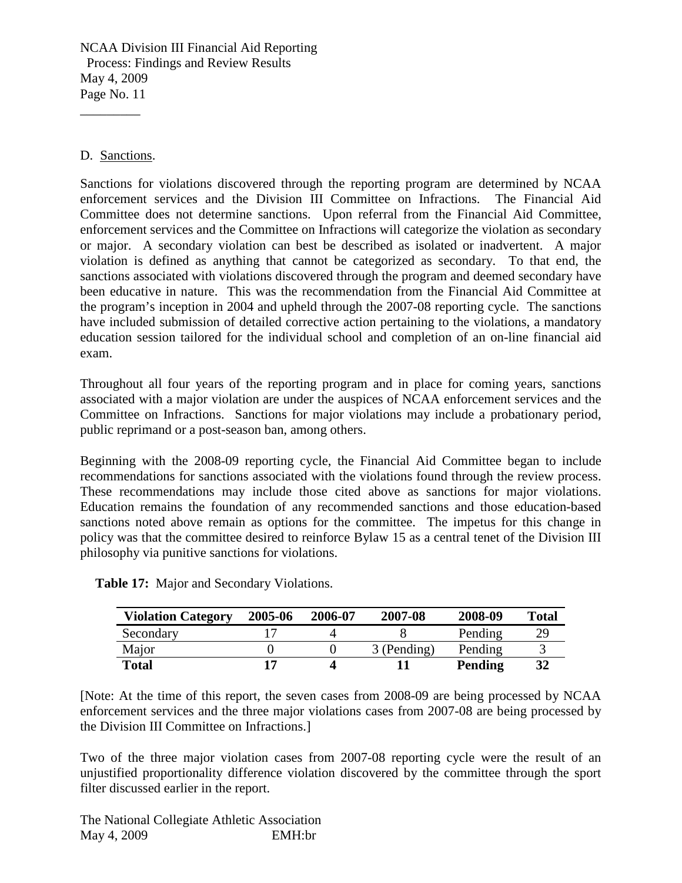D. Sanctions.

Sanctions for violations discovered through the reporting program are determined by NCAA enforcement services and the Division III Committee on Infractions. The Financial Aid Committee does not determine sanctions. Upon referral from the Financial Aid Committee, enforcement services and the Committee on Infractions will categorize the violation as secondary or major. A secondary violation can best be described as isolated or inadvertent. A major violation is defined as anything that cannot be categorized as secondary. To that end, the sanctions associated with violations discovered through the program and deemed secondary have been educative in nature. This was the recommendation from the Financial Aid Committee at the program's inception in 2004 and upheld through the 2007-08 reporting cycle. The sanctions have included submission of detailed corrective action pertaining to the violations, a mandatory education session tailored for the individual school and completion of an on-line financial aid exam.

Throughout all four years of the reporting program and in place for coming years, sanctions associated with a major violation are under the auspices of NCAA enforcement services and the Committee on Infractions. Sanctions for major violations may include a probationary period, public reprimand or a post-season ban, among others.

Beginning with the 2008-09 reporting cycle, the Financial Aid Committee began to include recommendations for sanctions associated with the violations found through the review process. These recommendations may include those cited above as sanctions for major violations. Education remains the foundation of any recommended sanctions and those education-based sanctions noted above remain as options for the committee. The impetus for this change in policy was that the committee desired to reinforce Bylaw 15 as a central tenet of the Division III philosophy via punitive sanctions for violations.

**Table 17:** Major and Secondary Violations.

| Violation Category | 2005-06 | 2006-07 | 2007-08 | 2008-09 | Total |
|---|---|---|---|---|---|
| Secondary | 17 | 4 | 8 | Pending | 29 |
| Major | 0 | 0 | 3 (Pending) | Pending | 3 |
| **Total** | **17** | **4** | **11** | **Pending** | **32** |

[Note: At the time of this report, the seven cases from 2008-09 are being processed by NCAA enforcement services and the three major violations cases from 2007-08 are being processed by the Division III Committee on Infractions.]

Two of the three major violation cases from 2007-08 reporting cycle were the result of an unjustified proportionality difference violation discovered by the committee through the sport filter discussed earlier in the report.